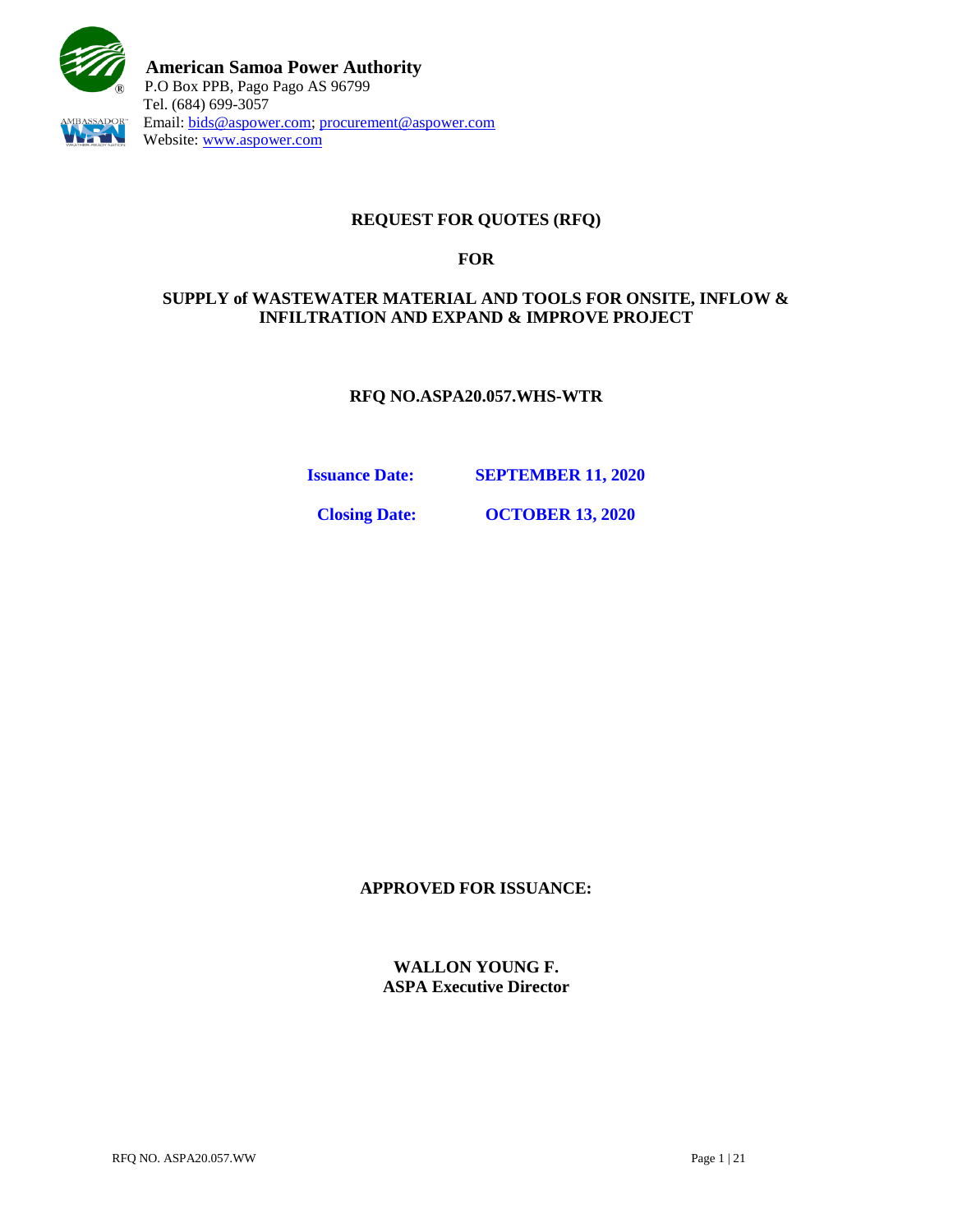**American Samoa Power Authority**
P.O Box PPB, Pago Pago AS 96799
Tel. (684) 699-3057
Email: bids@aspower.com; procurement@aspower.com
Website: www.aspower.com

# REQUEST FOR QUOTES (RFQ)

## FOR

## SUPPLY of WASTEWATER MATERIAL AND TOOLS FOR ONSITE, INFLOW & INFILTRATION AND EXPAND & IMPROVE PROJECT

### RFQ NO.ASPA20.057.WHS-WTR

**Issuance Date:** **SEPTEMBER 11, 2020**

**Closing Date:** **OCTOBER 13, 2020**

**APPROVED FOR ISSUANCE:**

**WALLON YOUNG F.**
**ASPA Executive Director**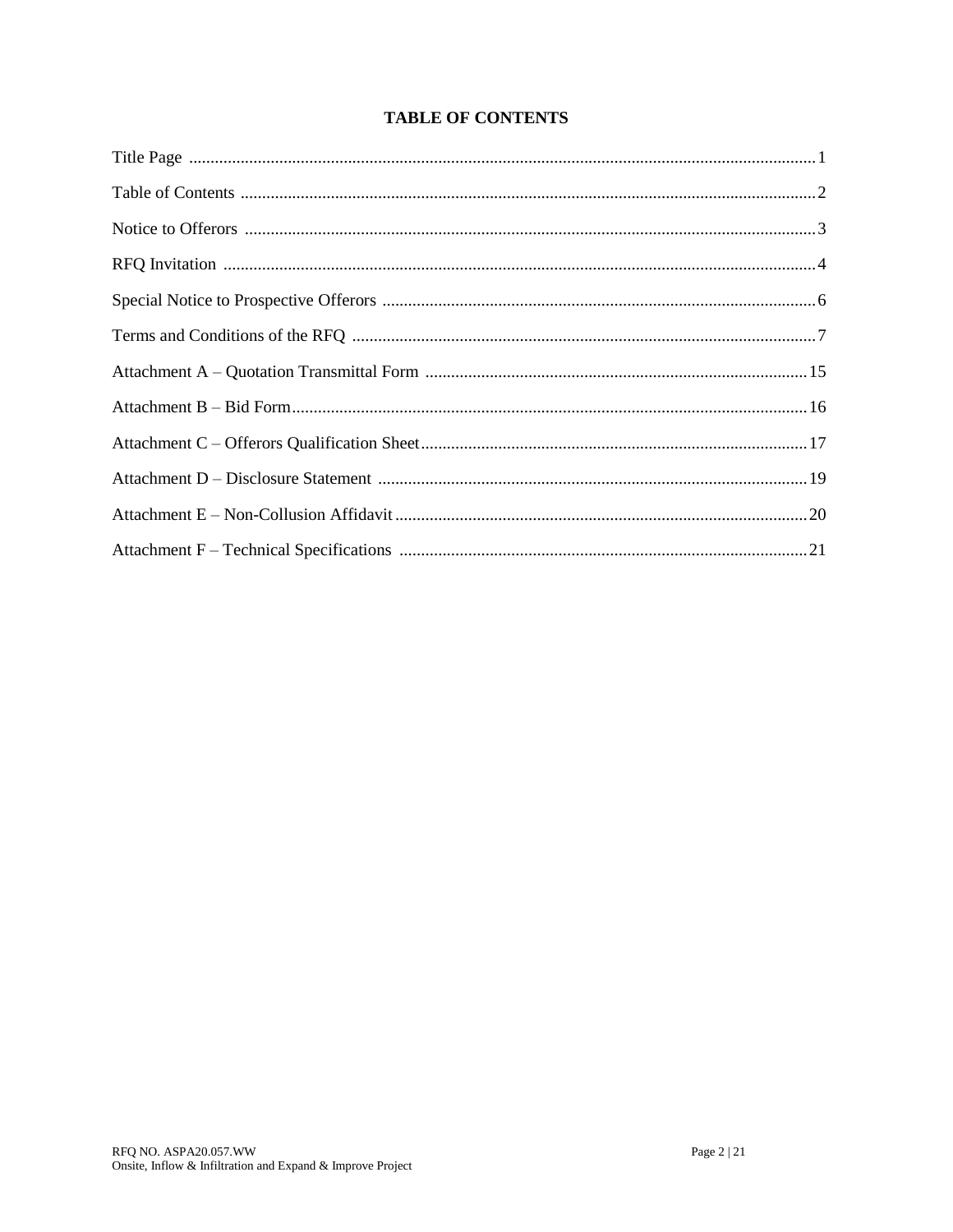# TABLE OF CONTENTS

| Section | Page |
|---|---|
| Title Page | 1 |
| Table of Contents | 2 |
| Notice to Offerors | 3 |
| RFQ Invitation | 4 |
| Special Notice to Prospective Offerors | 6 |
| Terms and Conditions of the RFQ | 7 |
| Attachment A – Quotation Transmittal Form | 15 |
| Attachment B – Bid Form | 16 |
| Attachment C – Offerors Qualification Sheet | 17 |
| Attachment D – Disclosure Statement | 19 |
| Attachment E – Non-Collusion Affidavit | 20 |
| Attachment F – Technical Specifications | 21 |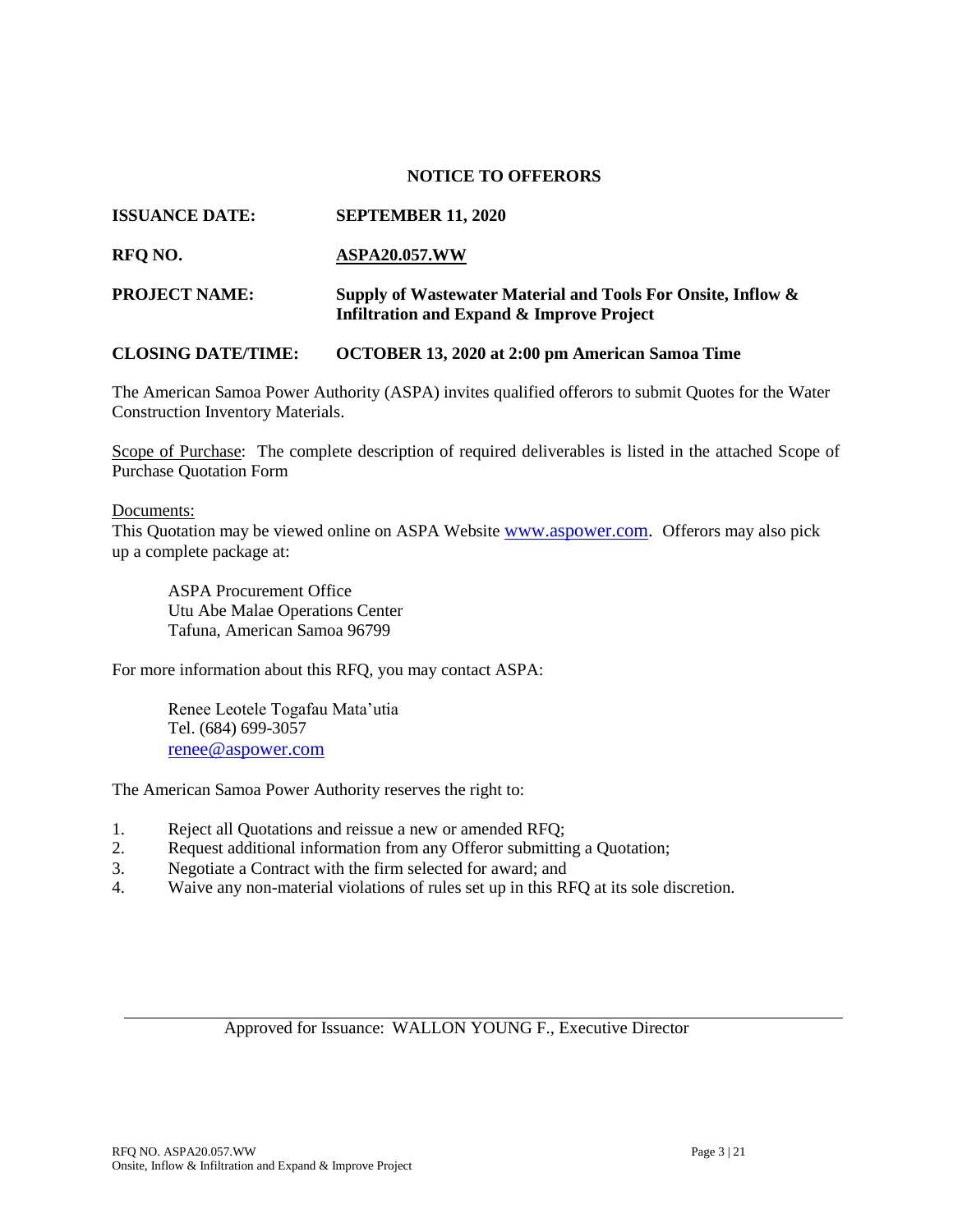## NOTICE TO OFFERORS

**ISSUANCE DATE:** **SEPTEMBER 11, 2020**

**RFQ NO.** **ASPA20.057.WW**

**PROJECT NAME:** **Supply of Wastewater Material and Tools For Onsite, Inflow & Infiltration and Expand & Improve Project**

**CLOSING DATE/TIME:** **OCTOBER 13, 2020 at 2:00 pm American Samoa Time**

The American Samoa Power Authority (ASPA) invites qualified offerors to submit Quotes for the Water Construction Inventory Materials.

Scope of Purchase: The complete description of required deliverables is listed in the attached Scope of Purchase Quotation Form

Documents:
This Quotation may be viewed online on ASPA Website www.aspower.com. Offerors may also pick up a complete package at:

ASPA Procurement Office
Utu Abe Malae Operations Center
Tafuna, American Samoa 96799

For more information about this RFQ, you may contact ASPA:

Renee Leotele Togafau Mata'utia
Tel. (684) 699-3057
renee@aspower.com

The American Samoa Power Authority reserves the right to:

1. Reject all Quotations and reissue a new or amended RFQ;
2. Request additional information from any Offeror submitting a Quotation;
3. Negotiate a Contract with the firm selected for award; and
4. Waive any non-material violations of rules set up in this RFQ at its sole discretion.

Approved for Issuance: WALLON YOUNG F., Executive Director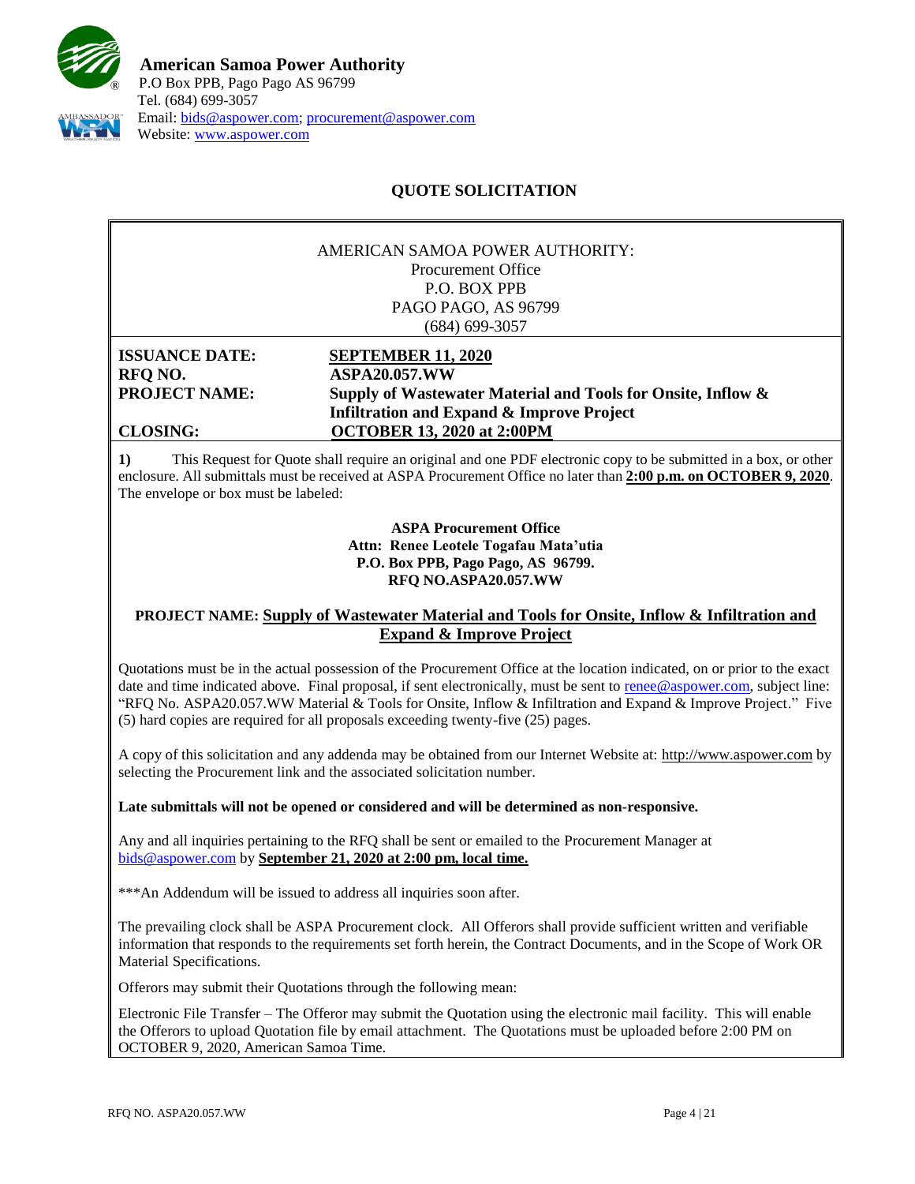**American Samoa Power Authority**
P.O Box PPB, Pago Pago AS 96799
Tel. (684) 699-3057
Email: bids@aspower.com; procurement@aspower.com
Website: www.aspower.com

## QUOTE SOLICITATION

AMERICAN SAMOA POWER AUTHORITY:
Procurement Office
P.O. BOX PPB
PAGO PAGO, AS 96799
(684) 699-3057

| | |
|---|---|
| **ISSUANCE DATE:** | **SEPTEMBER 11, 2020** |
| **RFQ NO.** | **ASPA20.057.WW** |
| **PROJECT NAME:** | **Supply of Wastewater Material and Tools for Onsite, Inflow & Infiltration and Expand & Improve Project** |
| **CLOSING:** | **OCTOBER 13, 2020 at 2:00PM** |

**1)** This Request for Quote shall require an original and one PDF electronic copy to be submitted in a box, or other enclosure. All submittals must be received at ASPA Procurement Office no later than **2:00 p.m. on OCTOBER 9, 2020**. The envelope or box must be labeled:

**ASPA Procurement Office**
**Attn: Renee Leotele Togafau Mata'utia**
**P.O. Box PPB, Pago Pago, AS 96799.**
**RFQ NO.ASPA20.057.WW**

**PROJECT NAME: Supply of Wastewater Material and Tools for Onsite, Inflow & Infiltration and Expand & Improve Project**

Quotations must be in the actual possession of the Procurement Office at the location indicated, on or prior to the exact date and time indicated above. Final proposal, if sent electronically, must be sent to renee@aspower.com, subject line: "RFQ No. ASPA20.057.WW Material & Tools for Onsite, Inflow & Infiltration and Expand & Improve Project." Five (5) hard copies are required for all proposals exceeding twenty-five (25) pages.

A copy of this solicitation and any addenda may be obtained from our Internet Website at: http://www.aspower.com by selecting the Procurement link and the associated solicitation number.

**Late submittals will not be opened or considered and will be determined as non-responsive.**

Any and all inquiries pertaining to the RFQ shall be sent or emailed to the Procurement Manager at bids@aspower.com by **September 21, 2020 at 2:00 pm, local time.**

***An Addendum will be issued to address all inquiries soon after.

The prevailing clock shall be ASPA Procurement clock. All Offerors shall provide sufficient written and verifiable information that responds to the requirements set forth herein, the Contract Documents, and in the Scope of Work OR Material Specifications.

Offerors may submit their Quotations through the following mean:

Electronic File Transfer – The Offeror may submit the Quotation using the electronic mail facility. This will enable the Offerors to upload Quotation file by email attachment. The Quotations must be uploaded before 2:00 PM on OCTOBER 9, 2020, American Samoa Time.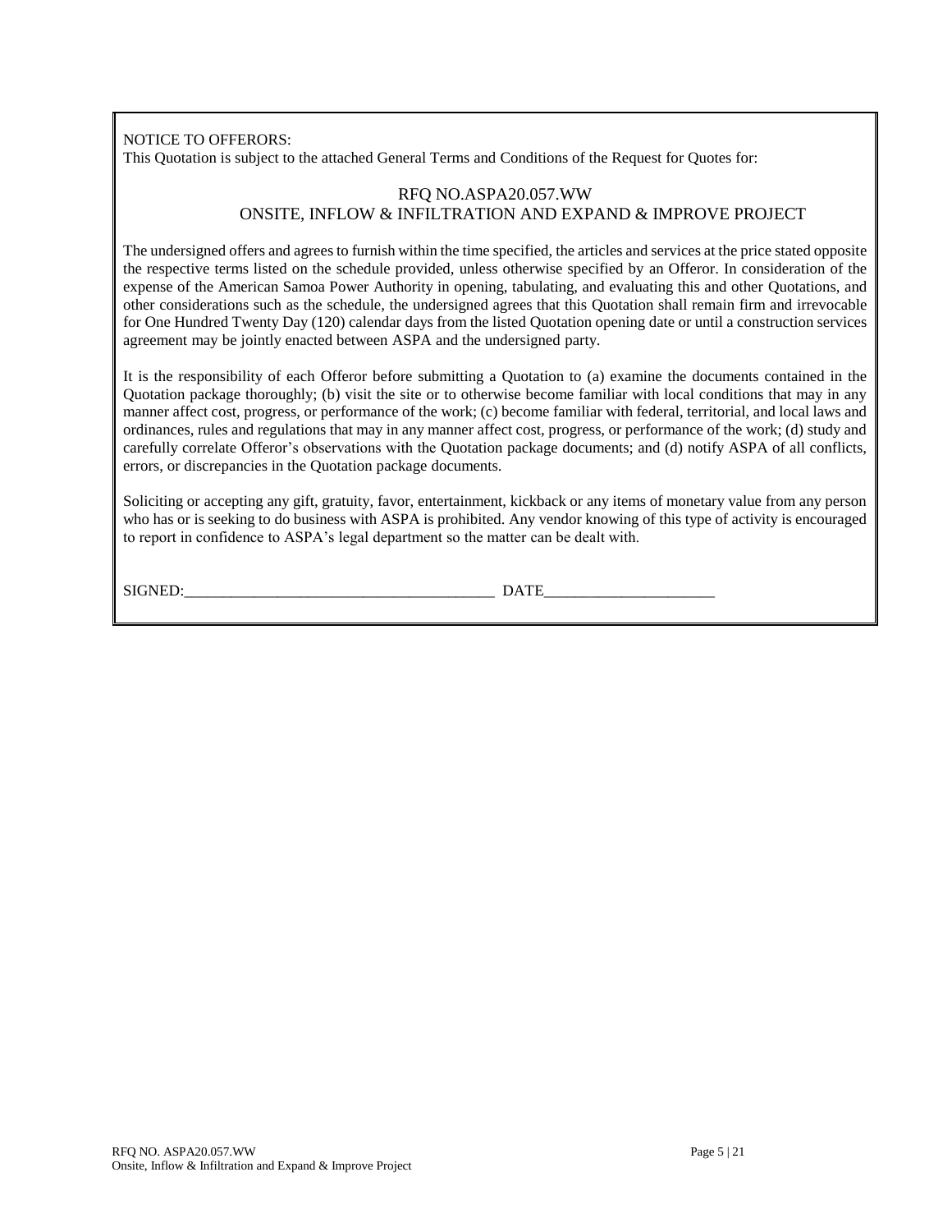NOTICE TO OFFERORS:
This Quotation is subject to the attached General Terms and Conditions of the Request for Quotes for:

RFQ NO.ASPA20.057.WW
ONSITE, INFLOW & INFILTRATION AND EXPAND & IMPROVE PROJECT

The undersigned offers and agrees to furnish within the time specified, the articles and services at the price stated opposite the respective terms listed on the schedule provided, unless otherwise specified by an Offeror. In consideration of the expense of the American Samoa Power Authority in opening, tabulating, and evaluating this and other Quotations, and other considerations such as the schedule, the undersigned agrees that this Quotation shall remain firm and irrevocable for One Hundred Twenty Day (120) calendar days from the listed Quotation opening date or until a construction services agreement may be jointly enacted between ASPA and the undersigned party.

It is the responsibility of each Offeror before submitting a Quotation to (a) examine the documents contained in the Quotation package thoroughly; (b) visit the site or to otherwise become familiar with local conditions that may in any manner affect cost, progress, or performance of the work; (c) become familiar with federal, territorial, and local laws and ordinances, rules and regulations that may in any manner affect cost, progress, or performance of the work; (d) study and carefully correlate Offeror's observations with the Quotation package documents; and (d) notify ASPA of all conflicts, errors, or discrepancies in the Quotation package documents.

Soliciting or accepting any gift, gratuity, favor, entertainment, kickback or any items of monetary value from any person who has or is seeking to do business with ASPA is prohibited. Any vendor knowing of this type of activity is encouraged to report in confidence to ASPA's legal department so the matter can be dealt with.

SIGNED:________________________________________ DATE______________________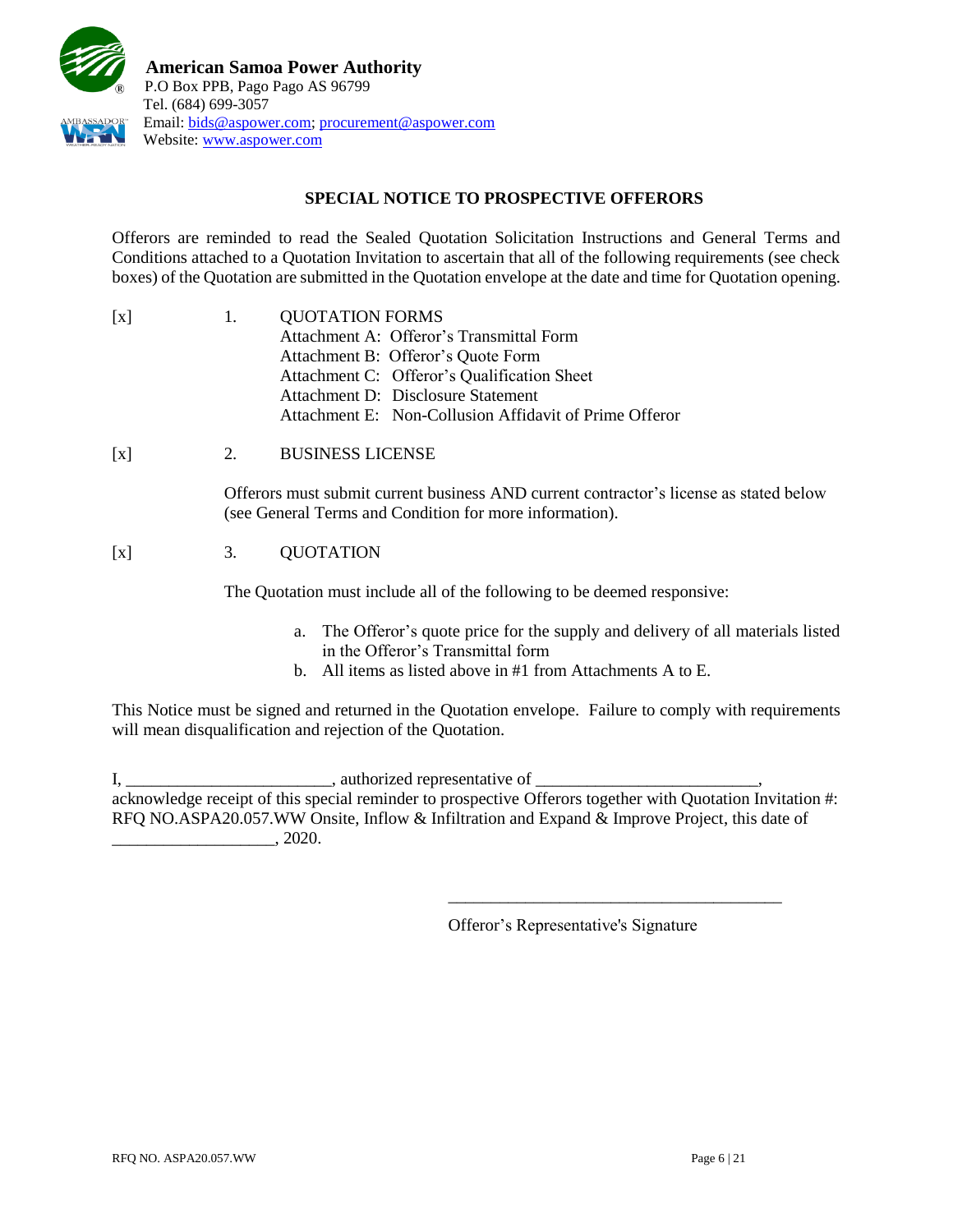**American Samoa Power Authority**
P.O Box PPB, Pago Pago AS 96799
Tel. (684) 699-3057
Email: bids@aspower.com; procurement@aspower.com
Website: www.aspower.com

## SPECIAL NOTICE TO PROSPECTIVE OFFERORS

Offerors are reminded to read the Sealed Quotation Solicitation Instructions and General Terms and Conditions attached to a Quotation Invitation to ascertain that all of the following requirements (see check boxes) of the Quotation are submitted in the Quotation envelope at the date and time for Quotation opening.

[x] 1. QUOTATION FORMS
- Attachment A: Offeror's Transmittal Form
- Attachment B: Offeror's Quote Form
- Attachment C: Offeror's Qualification Sheet
- Attachment D: Disclosure Statement
- Attachment E: Non-Collusion Affidavit of Prime Offeror

[x] 2. BUSINESS LICENSE

Offerors must submit current business AND current contractor's license as stated below (see General Terms and Condition for more information).

[x] 3. QUOTATION

The Quotation must include all of the following to be deemed responsive:

a. The Offeror's quote price for the supply and delivery of all materials listed in the Offeror's Transmittal form
b. All items as listed above in #1 from Attachments A to E.

This Notice must be signed and returned in the Quotation envelope. Failure to comply with requirements will mean disqualification and rejection of the Quotation.

I, ________________________, authorized representative of __________________________, acknowledge receipt of this special reminder to prospective Offerors together with Quotation Invitation #: RFQ NO.ASPA20.057.WW Onsite, Inflow & Infiltration and Expand & Improve Project, this date of ___________________, 2020.

________________________________________

Offeror's Representative's Signature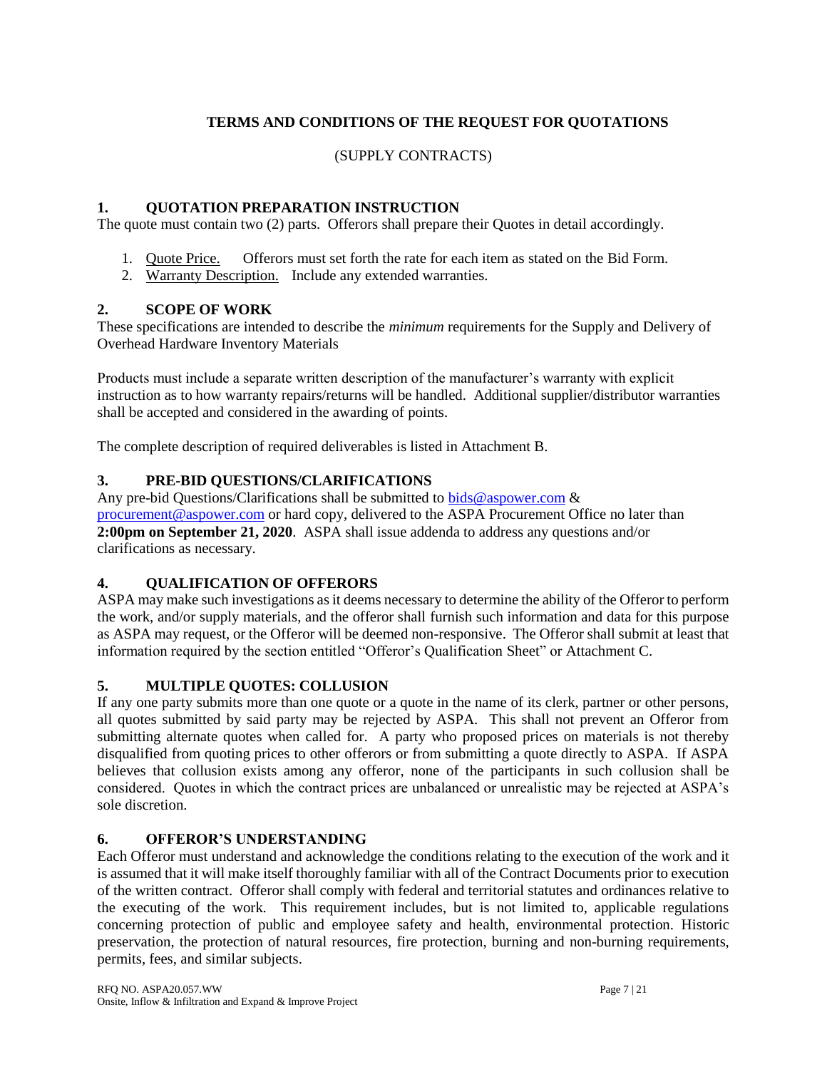# TERMS AND CONDITIONS OF THE REQUEST FOR QUOTATIONS

(SUPPLY CONTRACTS)

## 1. QUOTATION PREPARATION INSTRUCTION

The quote must contain two (2) parts. Offerors shall prepare their Quotes in detail accordingly.

1. Quote Price. Offerors must set forth the rate for each item as stated on the Bid Form.
2. Warranty Description. Include any extended warranties.

## 2. SCOPE OF WORK

These specifications are intended to describe the *minimum* requirements for the Supply and Delivery of Overhead Hardware Inventory Materials

Products must include a separate written description of the manufacturer's warranty with explicit instruction as to how warranty repairs/returns will be handled. Additional supplier/distributor warranties shall be accepted and considered in the awarding of points.

The complete description of required deliverables is listed in Attachment B.

## 3. PRE-BID QUESTIONS/CLARIFICATIONS

Any pre-bid Questions/Clarifications shall be submitted to bids@aspower.com & procurement@aspower.com or hard copy, delivered to the ASPA Procurement Office no later than **2:00pm on September 21, 2020**. ASPA shall issue addenda to address any questions and/or clarifications as necessary.

## 4. QUALIFICATION OF OFFERORS

ASPA may make such investigations as it deems necessary to determine the ability of the Offeror to perform the work, and/or supply materials, and the offeror shall furnish such information and data for this purpose as ASPA may request, or the Offeror will be deemed non-responsive. The Offeror shall submit at least that information required by the section entitled "Offeror's Qualification Sheet" or Attachment C.

## 5. MULTIPLE QUOTES: COLLUSION

If any one party submits more than one quote or a quote in the name of its clerk, partner or other persons, all quotes submitted by said party may be rejected by ASPA. This shall not prevent an Offeror from submitting alternate quotes when called for. A party who proposed prices on materials is not thereby disqualified from quoting prices to other offerors or from submitting a quote directly to ASPA. If ASPA believes that collusion exists among any offeror, none of the participants in such collusion shall be considered. Quotes in which the contract prices are unbalanced or unrealistic may be rejected at ASPA's sole discretion.

## 6. OFFEROR'S UNDERSTANDING

Each Offeror must understand and acknowledge the conditions relating to the execution of the work and it is assumed that it will make itself thoroughly familiar with all of the Contract Documents prior to execution of the written contract. Offeror shall comply with federal and territorial statutes and ordinances relative to the executing of the work. This requirement includes, but is not limited to, applicable regulations concerning protection of public and employee safety and health, environmental protection. Historic preservation, the protection of natural resources, fire protection, burning and non-burning requirements, permits, fees, and similar subjects.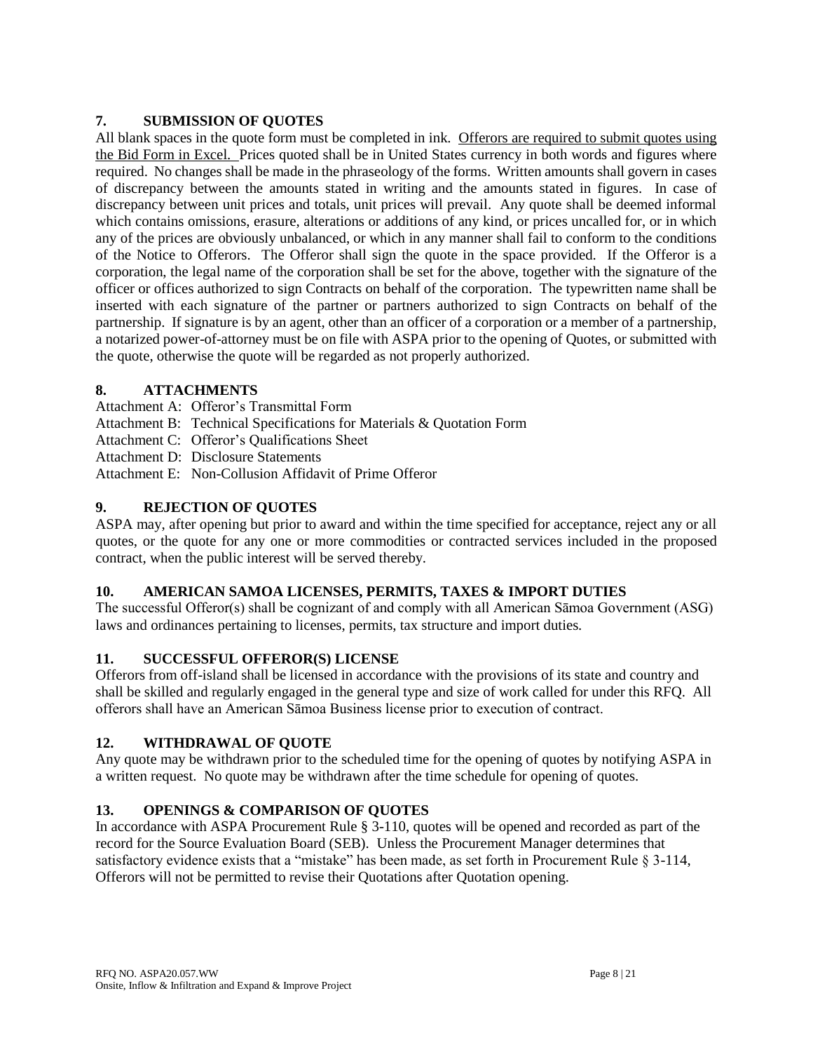## 7. SUBMISSION OF QUOTES

All blank spaces in the quote form must be completed in ink. Offerors are required to submit quotes using the Bid Form in Excel. Prices quoted shall be in United States currency in both words and figures where required. No changes shall be made in the phraseology of the forms. Written amounts shall govern in cases of discrepancy between the amounts stated in writing and the amounts stated in figures. In case of discrepancy between unit prices and totals, unit prices will prevail. Any quote shall be deemed informal which contains omissions, erasure, alterations or additions of any kind, or prices uncalled for, or in which any of the prices are obviously unbalanced, or which in any manner shall fail to conform to the conditions of the Notice to Offerors. The Offeror shall sign the quote in the space provided. If the Offeror is a corporation, the legal name of the corporation shall be set for the above, together with the signature of the officer or offices authorized to sign Contracts on behalf of the corporation. The typewritten name shall be inserted with each signature of the partner or partners authorized to sign Contracts on behalf of the partnership. If signature is by an agent, other than an officer of a corporation or a member of a partnership, a notarized power-of-attorney must be on file with ASPA prior to the opening of Quotes, or submitted with the quote, otherwise the quote will be regarded as not properly authorized.

## 8. ATTACHMENTS

Attachment A: Offeror's Transmittal Form
Attachment B: Technical Specifications for Materials & Quotation Form
Attachment C: Offeror's Qualifications Sheet
Attachment D: Disclosure Statements
Attachment E: Non-Collusion Affidavit of Prime Offeror

## 9. REJECTION OF QUOTES

ASPA may, after opening but prior to award and within the time specified for acceptance, reject any or all quotes, or the quote for any one or more commodities or contracted services included in the proposed contract, when the public interest will be served thereby.

## 10. AMERICAN SAMOA LICENSES, PERMITS, TAXES & IMPORT DUTIES

The successful Offeror(s) shall be cognizant of and comply with all American Sāmoa Government (ASG) laws and ordinances pertaining to licenses, permits, tax structure and import duties.

## 11. SUCCESSFUL OFFEROR(S) LICENSE

Offerors from off-island shall be licensed in accordance with the provisions of its state and country and shall be skilled and regularly engaged in the general type and size of work called for under this RFQ. All offerors shall have an American Sāmoa Business license prior to execution of contract.

## 12. WITHDRAWAL OF QUOTE

Any quote may be withdrawn prior to the scheduled time for the opening of quotes by notifying ASPA in a written request. No quote may be withdrawn after the time schedule for opening of quotes.

## 13. OPENINGS & COMPARISON OF QUOTES

In accordance with ASPA Procurement Rule § 3-110, quotes will be opened and recorded as part of the record for the Source Evaluation Board (SEB). Unless the Procurement Manager determines that satisfactory evidence exists that a "mistake" has been made, as set forth in Procurement Rule § 3-114, Offerors will not be permitted to revise their Quotations after Quotation opening.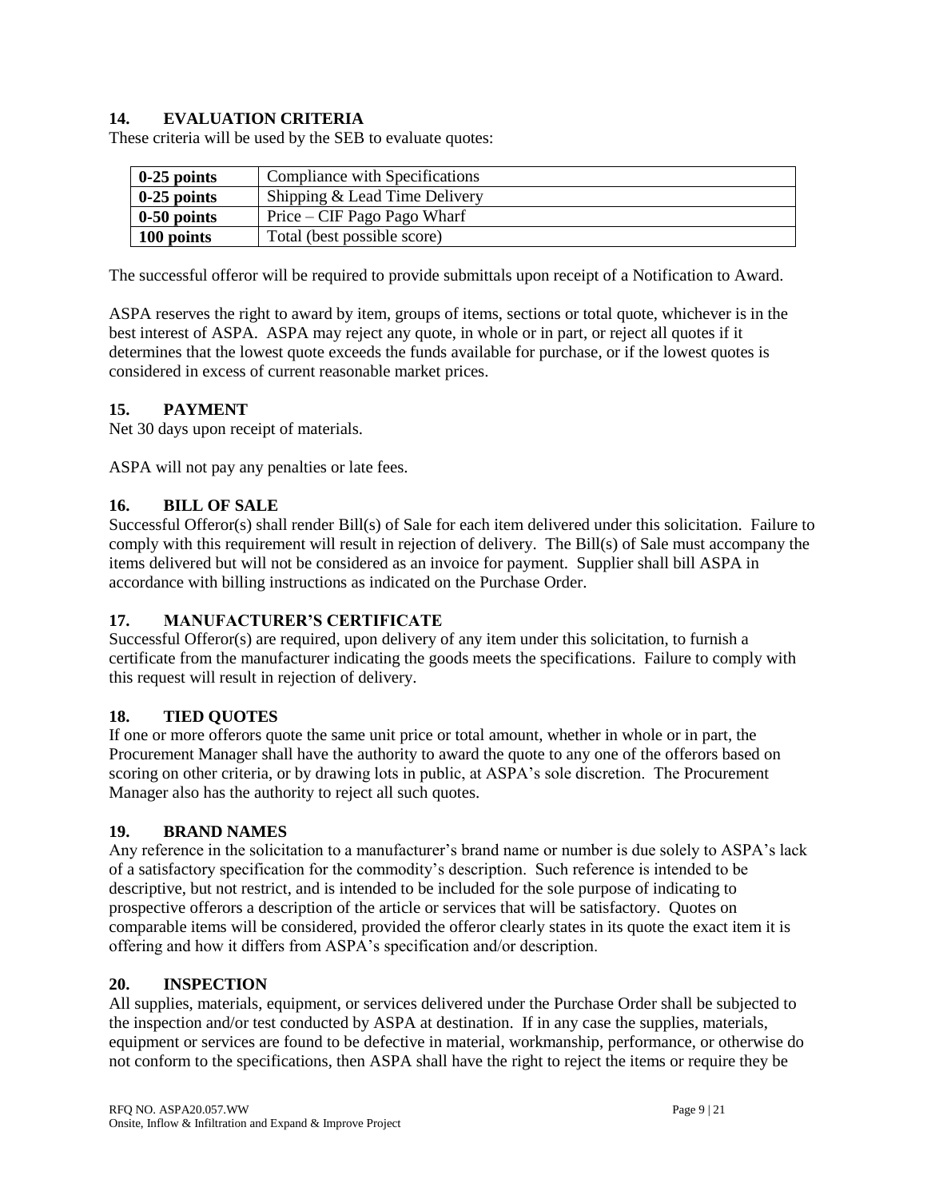## 14. EVALUATION CRITERIA

These criteria will be used by the SEB to evaluate quotes:

| | |
|---|---|
| **0-25 points** | Compliance with Specifications |
| **0-25 points** | Shipping & Lead Time Delivery |
| **0-50 points** | Price – CIF Pago Pago Wharf |
| **100 points** | Total (best possible score) |

The successful offeror will be required to provide submittals upon receipt of a Notification to Award.

ASPA reserves the right to award by item, groups of items, sections or total quote, whichever is in the best interest of ASPA. ASPA may reject any quote, in whole or in part, or reject all quotes if it determines that the lowest quote exceeds the funds available for purchase, or if the lowest quotes is considered in excess of current reasonable market prices.

## 15. PAYMENT

Net 30 days upon receipt of materials.

ASPA will not pay any penalties or late fees.

## 16. BILL OF SALE

Successful Offeror(s) shall render Bill(s) of Sale for each item delivered under this solicitation. Failure to comply with this requirement will result in rejection of delivery. The Bill(s) of Sale must accompany the items delivered but will not be considered as an invoice for payment. Supplier shall bill ASPA in accordance with billing instructions as indicated on the Purchase Order.

## 17. MANUFACTURER'S CERTIFICATE

Successful Offeror(s) are required, upon delivery of any item under this solicitation, to furnish a certificate from the manufacturer indicating the goods meets the specifications. Failure to comply with this request will result in rejection of delivery.

## 18. TIED QUOTES

If one or more offerors quote the same unit price or total amount, whether in whole or in part, the Procurement Manager shall have the authority to award the quote to any one of the offerors based on scoring on other criteria, or by drawing lots in public, at ASPA's sole discretion. The Procurement Manager also has the authority to reject all such quotes.

## 19. BRAND NAMES

Any reference in the solicitation to a manufacturer's brand name or number is due solely to ASPA's lack of a satisfactory specification for the commodity's description. Such reference is intended to be descriptive, but not restrict, and is intended to be included for the sole purpose of indicating to prospective offerors a description of the article or services that will be satisfactory. Quotes on comparable items will be considered, provided the offeror clearly states in its quote the exact item it is offering and how it differs from ASPA's specification and/or description.

## 20. INSPECTION

All supplies, materials, equipment, or services delivered under the Purchase Order shall be subjected to the inspection and/or test conducted by ASPA at destination. If in any case the supplies, materials, equipment or services are found to be defective in material, workmanship, performance, or otherwise do not conform to the specifications, then ASPA shall have the right to reject the items or require they be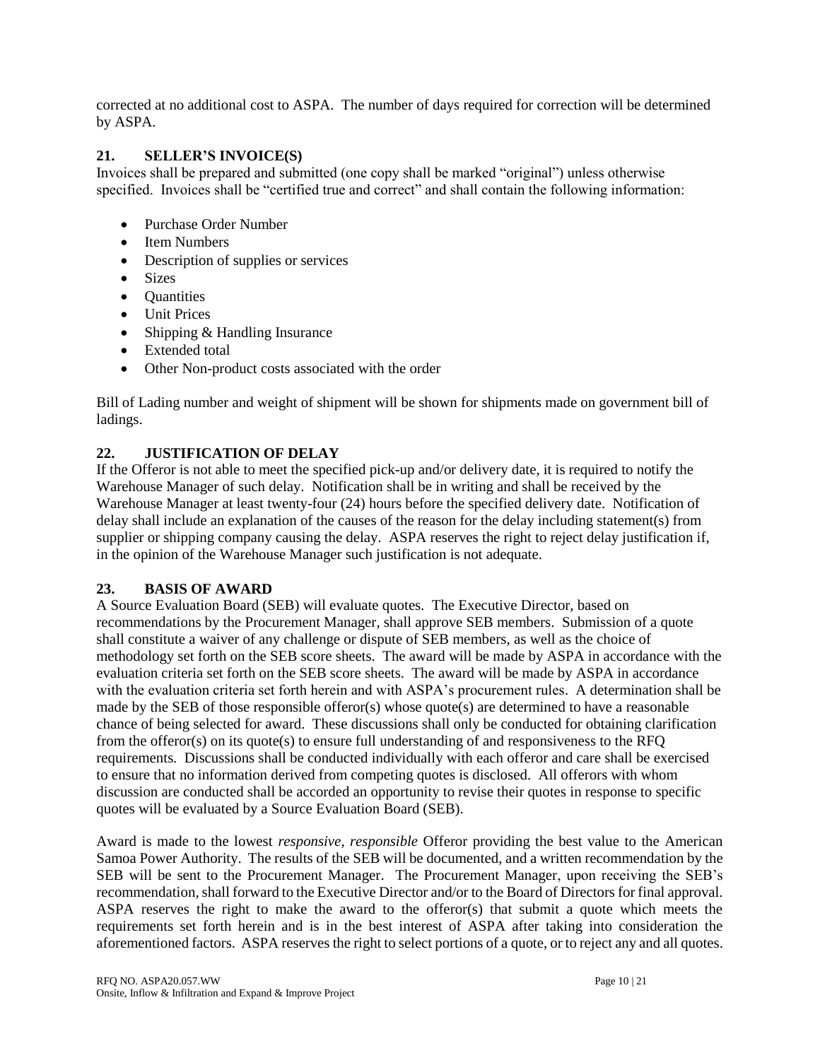corrected at no additional cost to ASPA. The number of days required for correction will be determined by ASPA.

## 21. SELLER'S INVOICE(S)

Invoices shall be prepared and submitted (one copy shall be marked "original") unless otherwise specified. Invoices shall be "certified true and correct" and shall contain the following information:

- Purchase Order Number
- Item Numbers
- Description of supplies or services
- Sizes
- Quantities
- Unit Prices
- Shipping & Handling Insurance
- Extended total
- Other Non-product costs associated with the order

Bill of Lading number and weight of shipment will be shown for shipments made on government bill of ladings.

## 22. JUSTIFICATION OF DELAY

If the Offeror is not able to meet the specified pick-up and/or delivery date, it is required to notify the Warehouse Manager of such delay. Notification shall be in writing and shall be received by the Warehouse Manager at least twenty-four (24) hours before the specified delivery date. Notification of delay shall include an explanation of the causes of the reason for the delay including statement(s) from supplier or shipping company causing the delay. ASPA reserves the right to reject delay justification if, in the opinion of the Warehouse Manager such justification is not adequate.

## 23. BASIS OF AWARD

A Source Evaluation Board (SEB) will evaluate quotes. The Executive Director, based on recommendations by the Procurement Manager, shall approve SEB members. Submission of a quote shall constitute a waiver of any challenge or dispute of SEB members, as well as the choice of methodology set forth on the SEB score sheets. The award will be made by ASPA in accordance with the evaluation criteria set forth on the SEB score sheets. The award will be made by ASPA in accordance with the evaluation criteria set forth herein and with ASPA's procurement rules. A determination shall be made by the SEB of those responsible offeror(s) whose quote(s) are determined to have a reasonable chance of being selected for award. These discussions shall only be conducted for obtaining clarification from the offeror(s) on its quote(s) to ensure full understanding of and responsiveness to the RFQ requirements. Discussions shall be conducted individually with each offeror and care shall be exercised to ensure that no information derived from competing quotes is disclosed. All offerors with whom discussion are conducted shall be accorded an opportunity to revise their quotes in response to specific quotes will be evaluated by a Source Evaluation Board (SEB).

Award is made to the lowest *responsive, responsible* Offeror providing the best value to the American Samoa Power Authority. The results of the SEB will be documented, and a written recommendation by the SEB will be sent to the Procurement Manager. The Procurement Manager, upon receiving the SEB's recommendation, shall forward to the Executive Director and/or to the Board of Directors for final approval. ASPA reserves the right to make the award to the offeror(s) that submit a quote which meets the requirements set forth herein and is in the best interest of ASPA after taking into consideration the aforementioned factors. ASPA reserves the right to select portions of a quote, or to reject any and all quotes.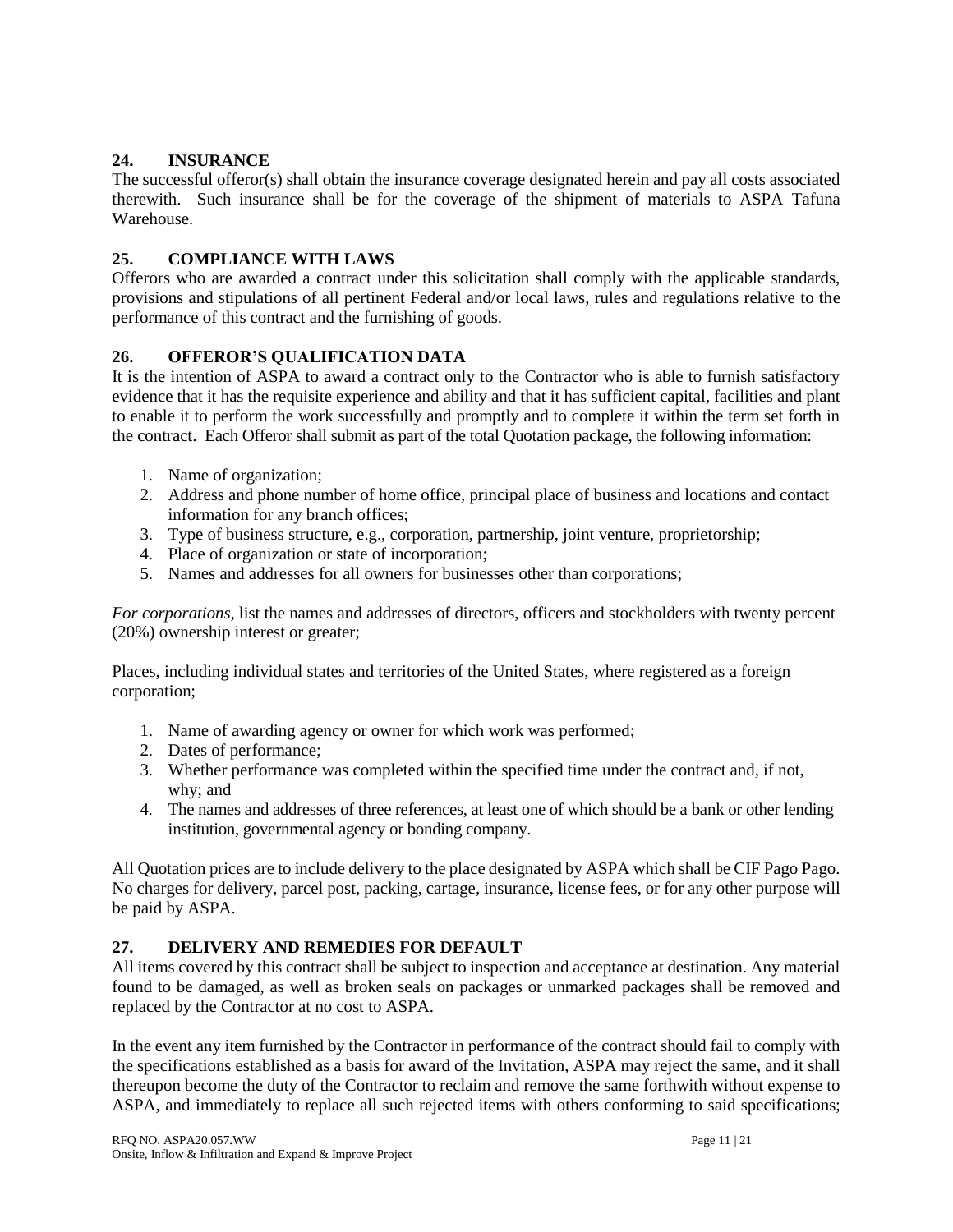## 24. INSURANCE

The successful offeror(s) shall obtain the insurance coverage designated herein and pay all costs associated therewith. Such insurance shall be for the coverage of the shipment of materials to ASPA Tafuna Warehouse.

## 25. COMPLIANCE WITH LAWS

Offerors who are awarded a contract under this solicitation shall comply with the applicable standards, provisions and stipulations of all pertinent Federal and/or local laws, rules and regulations relative to the performance of this contract and the furnishing of goods.

## 26. OFFEROR'S QUALIFICATION DATA

It is the intention of ASPA to award a contract only to the Contractor who is able to furnish satisfactory evidence that it has the requisite experience and ability and that it has sufficient capital, facilities and plant to enable it to perform the work successfully and promptly and to complete it within the term set forth in the contract. Each Offeror shall submit as part of the total Quotation package, the following information:

1. Name of organization;
2. Address and phone number of home office, principal place of business and locations and contact information for any branch offices;
3. Type of business structure, e.g., corporation, partnership, joint venture, proprietorship;
4. Place of organization or state of incorporation;
5. Names and addresses for all owners for businesses other than corporations;

*For corporations*, list the names and addresses of directors, officers and stockholders with twenty percent (20%) ownership interest or greater;

Places, including individual states and territories of the United States, where registered as a foreign corporation;

1. Name of awarding agency or owner for which work was performed;
2. Dates of performance;
3. Whether performance was completed within the specified time under the contract and, if not, why; and
4. The names and addresses of three references, at least one of which should be a bank or other lending institution, governmental agency or bonding company.

All Quotation prices are to include delivery to the place designated by ASPA which shall be CIF Pago Pago. No charges for delivery, parcel post, packing, cartage, insurance, license fees, or for any other purpose will be paid by ASPA.

## 27. DELIVERY AND REMEDIES FOR DEFAULT

All items covered by this contract shall be subject to inspection and acceptance at destination. Any material found to be damaged, as well as broken seals on packages or unmarked packages shall be removed and replaced by the Contractor at no cost to ASPA.

In the event any item furnished by the Contractor in performance of the contract should fail to comply with the specifications established as a basis for award of the Invitation, ASPA may reject the same, and it shall thereupon become the duty of the Contractor to reclaim and remove the same forthwith without expense to ASPA, and immediately to replace all such rejected items with others conforming to said specifications;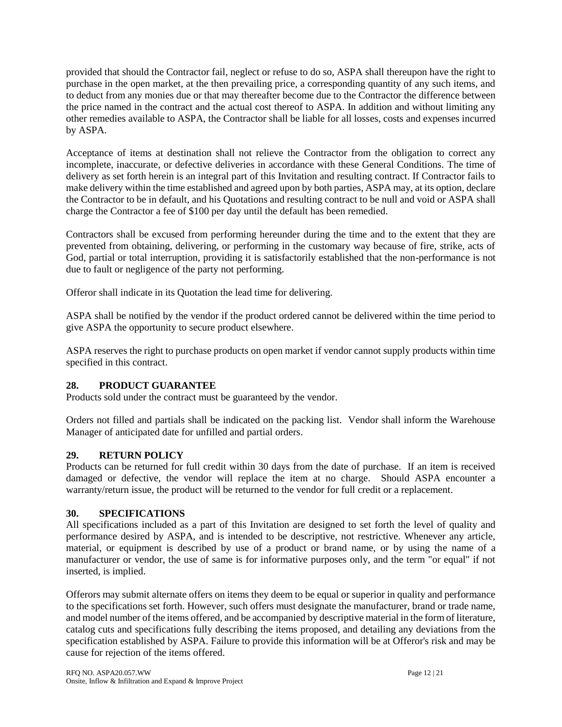provided that should the Contractor fail, neglect or refuse to do so, ASPA shall thereupon have the right to purchase in the open market, at the then prevailing price, a corresponding quantity of any such items, and to deduct from any monies due or that may thereafter become due to the Contractor the difference between the price named in the contract and the actual cost thereof to ASPA. In addition and without limiting any other remedies available to ASPA, the Contractor shall be liable for all losses, costs and expenses incurred by ASPA.

Acceptance of items at destination shall not relieve the Contractor from the obligation to correct any incomplete, inaccurate, or defective deliveries in accordance with these General Conditions. The time of delivery as set forth herein is an integral part of this Invitation and resulting contract. If Contractor fails to make delivery within the time established and agreed upon by both parties, ASPA may, at its option, declare the Contractor to be in default, and his Quotations and resulting contract to be null and void or ASPA shall charge the Contractor a fee of $100 per day until the default has been remedied.

Contractors shall be excused from performing hereunder during the time and to the extent that they are prevented from obtaining, delivering, or performing in the customary way because of fire, strike, acts of God, partial or total interruption, providing it is satisfactorily established that the non-performance is not due to fault or negligence of the party not performing.

Offeror shall indicate in its Quotation the lead time for delivering.

ASPA shall be notified by the vendor if the product ordered cannot be delivered within the time period to give ASPA the opportunity to secure product elsewhere.

ASPA reserves the right to purchase products on open market if vendor cannot supply products within time specified in this contract.

## 28. PRODUCT GUARANTEE

Products sold under the contract must be guaranteed by the vendor.

Orders not filled and partials shall be indicated on the packing list. Vendor shall inform the Warehouse Manager of anticipated date for unfilled and partial orders.

## 29. RETURN POLICY

Products can be returned for full credit within 30 days from the date of purchase. If an item is received damaged or defective, the vendor will replace the item at no charge. Should ASPA encounter a warranty/return issue, the product will be returned to the vendor for full credit or a replacement.

## 30. SPECIFICATIONS

All specifications included as a part of this Invitation are designed to set forth the level of quality and performance desired by ASPA, and is intended to be descriptive, not restrictive. Whenever any article, material, or equipment is described by use of a product or brand name, or by using the name of a manufacturer or vendor, the use of same is for informative purposes only, and the term "or equal" if not inserted, is implied.

Offerors may submit alternate offers on items they deem to be equal or superior in quality and performance to the specifications set forth. However, such offers must designate the manufacturer, brand or trade name, and model number of the items offered, and be accompanied by descriptive material in the form of literature, catalog cuts and specifications fully describing the items proposed, and detailing any deviations from the specification established by ASPA. Failure to provide this information will be at Offeror's risk and may be cause for rejection of the items offered.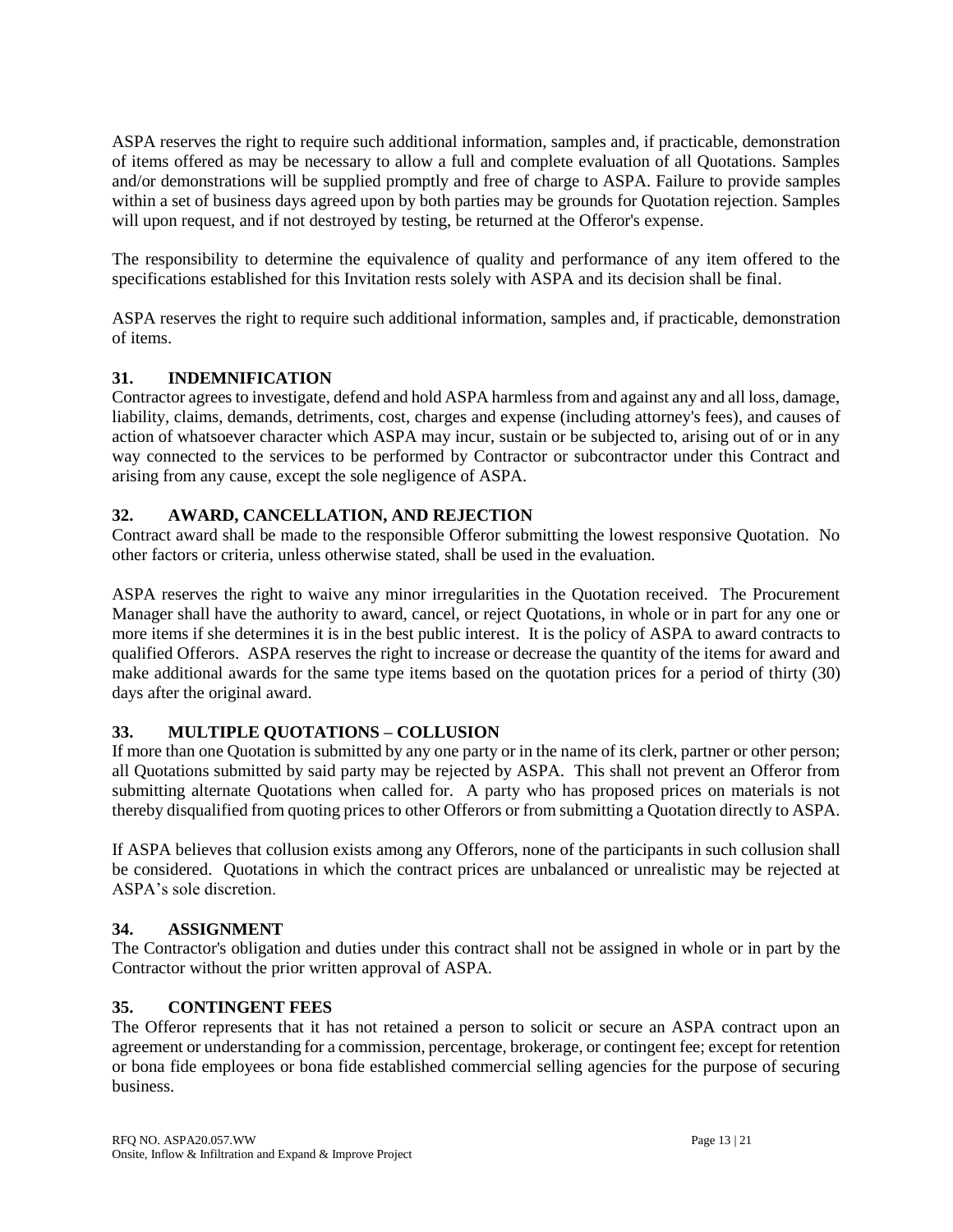ASPA reserves the right to require such additional information, samples and, if practicable, demonstration of items offered as may be necessary to allow a full and complete evaluation of all Quotations. Samples and/or demonstrations will be supplied promptly and free of charge to ASPA. Failure to provide samples within a set of business days agreed upon by both parties may be grounds for Quotation rejection. Samples will upon request, and if not destroyed by testing, be returned at the Offeror's expense.

The responsibility to determine the equivalence of quality and performance of any item offered to the specifications established for this Invitation rests solely with ASPA and its decision shall be final.

ASPA reserves the right to require such additional information, samples and, if practicable, demonstration of items.

### 31. INDEMNIFICATION

Contractor agrees to investigate, defend and hold ASPA harmless from and against any and all loss, damage, liability, claims, demands, detriments, cost, charges and expense (including attorney's fees), and causes of action of whatsoever character which ASPA may incur, sustain or be subjected to, arising out of or in any way connected to the services to be performed by Contractor or subcontractor under this Contract and arising from any cause, except the sole negligence of ASPA.

### 32. AWARD, CANCELLATION, AND REJECTION

Contract award shall be made to the responsible Offeror submitting the lowest responsive Quotation. No other factors or criteria, unless otherwise stated, shall be used in the evaluation.

ASPA reserves the right to waive any minor irregularities in the Quotation received. The Procurement Manager shall have the authority to award, cancel, or reject Quotations, in whole or in part for any one or more items if she determines it is in the best public interest. It is the policy of ASPA to award contracts to qualified Offerors. ASPA reserves the right to increase or decrease the quantity of the items for award and make additional awards for the same type items based on the quotation prices for a period of thirty (30) days after the original award.

### 33. MULTIPLE QUOTATIONS – COLLUSION

If more than one Quotation is submitted by any one party or in the name of its clerk, partner or other person; all Quotations submitted by said party may be rejected by ASPA. This shall not prevent an Offeror from submitting alternate Quotations when called for. A party who has proposed prices on materials is not thereby disqualified from quoting prices to other Offerors or from submitting a Quotation directly to ASPA.

If ASPA believes that collusion exists among any Offerors, none of the participants in such collusion shall be considered. Quotations in which the contract prices are unbalanced or unrealistic may be rejected at ASPA's sole discretion.

### 34. ASSIGNMENT

The Contractor's obligation and duties under this contract shall not be assigned in whole or in part by the Contractor without the prior written approval of ASPA.

### 35. CONTINGENT FEES

The Offeror represents that it has not retained a person to solicit or secure an ASPA contract upon an agreement or understanding for a commission, percentage, brokerage, or contingent fee; except for retention or bona fide employees or bona fide established commercial selling agencies for the purpose of securing business.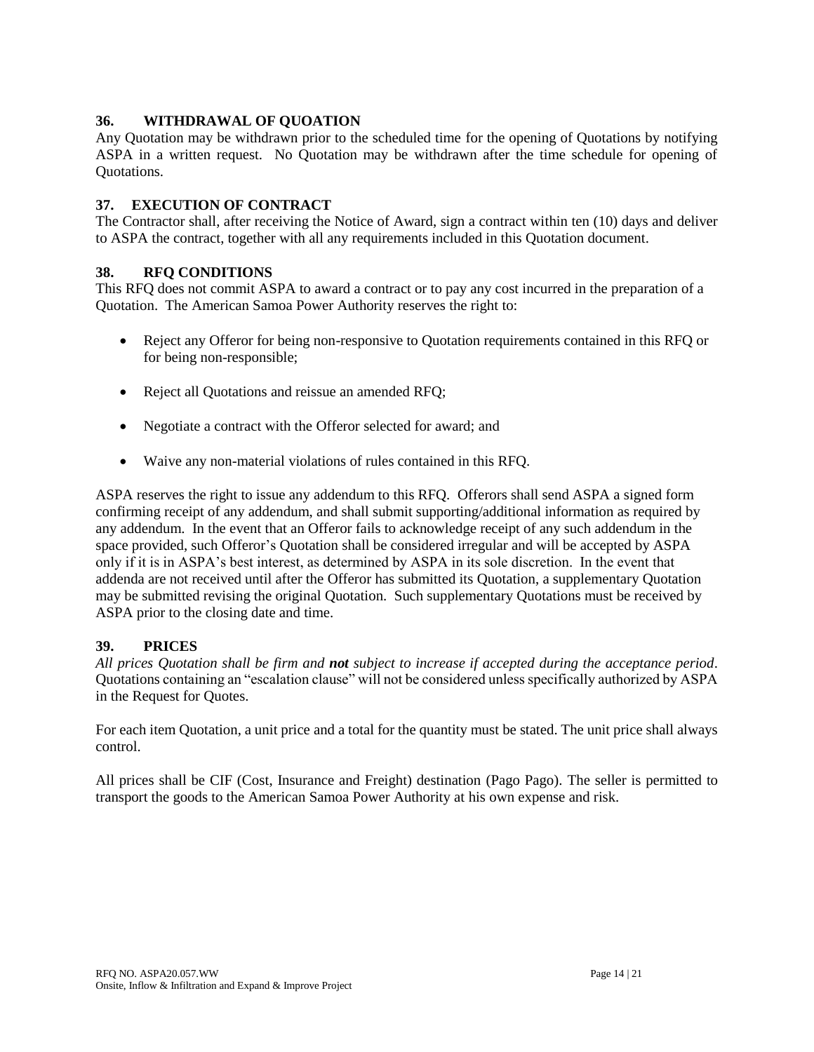## 36. WITHDRAWAL OF QUOATION

Any Quotation may be withdrawn prior to the scheduled time for the opening of Quotations by notifying ASPA in a written request. No Quotation may be withdrawn after the time schedule for opening of Quotations.

## 37. EXECUTION OF CONTRACT

The Contractor shall, after receiving the Notice of Award, sign a contract within ten (10) days and deliver to ASPA the contract, together with all any requirements included in this Quotation document.

## 38. RFQ CONDITIONS

This RFQ does not commit ASPA to award a contract or to pay any cost incurred in the preparation of a Quotation. The American Samoa Power Authority reserves the right to:

- Reject any Offeror for being non-responsive to Quotation requirements contained in this RFQ or for being non-responsible;
- Reject all Quotations and reissue an amended RFQ;
- Negotiate a contract with the Offeror selected for award; and
- Waive any non-material violations of rules contained in this RFQ.

ASPA reserves the right to issue any addendum to this RFQ. Offerors shall send ASPA a signed form confirming receipt of any addendum, and shall submit supporting/additional information as required by any addendum. In the event that an Offeror fails to acknowledge receipt of any such addendum in the space provided, such Offeror's Quotation shall be considered irregular and will be accepted by ASPA only if it is in ASPA's best interest, as determined by ASPA in its sole discretion. In the event that addenda are not received until after the Offeror has submitted its Quotation, a supplementary Quotation may be submitted revising the original Quotation. Such supplementary Quotations must be received by ASPA prior to the closing date and time.

## 39. PRICES

*All prices Quotation shall be firm and **not** subject to increase if accepted during the acceptance period*. Quotations containing an "escalation clause" will not be considered unless specifically authorized by ASPA in the Request for Quotes.

For each item Quotation, a unit price and a total for the quantity must be stated. The unit price shall always control.

All prices shall be CIF (Cost, Insurance and Freight) destination (Pago Pago). The seller is permitted to transport the goods to the American Samoa Power Authority at his own expense and risk.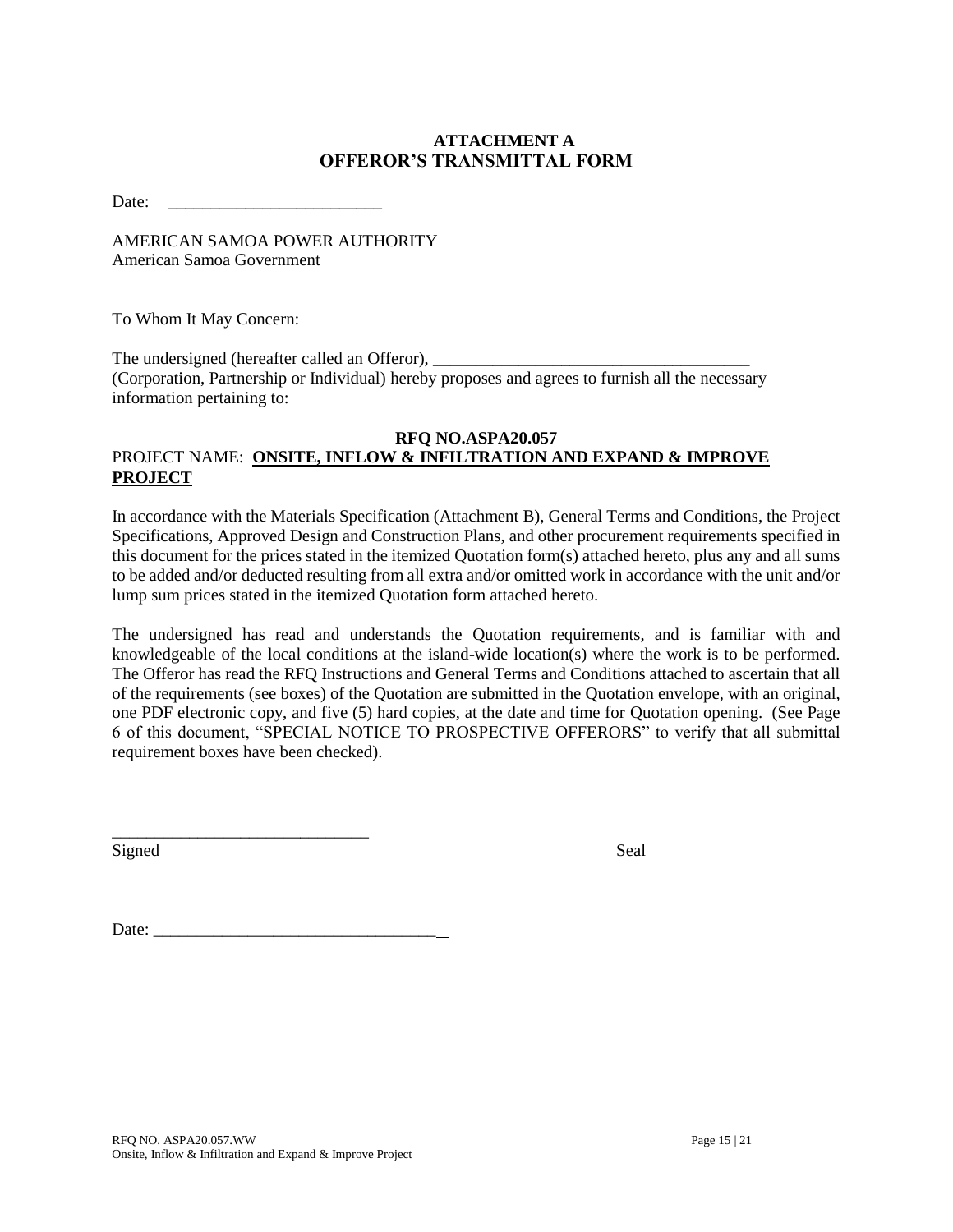## ATTACHMENT A
## OFFEROR'S TRANSMITTAL FORM

Date: \_\_\_\_\_\_\_\_\_\_\_\_\_\_\_\_\_\_\_\_\_\_\_\_\_

AMERICAN SAMOA POWER AUTHORITY
American Samoa Government

To Whom It May Concern:

The undersigned (hereafter called an Offeror), \_\_\_\_\_\_\_\_\_\_\_\_\_\_\_\_\_\_\_\_\_\_\_\_\_\_\_\_\_\_\_\_\_\_\_\_\_ (Corporation, Partnership or Individual) hereby proposes and agrees to furnish all the necessary information pertaining to:

**RFQ NO.ASPA20.057**

PROJECT NAME: **ONSITE, INFLOW & INFILTRATION AND EXPAND & IMPROVE PROJECT**

In accordance with the Materials Specification (Attachment B), General Terms and Conditions, the Project Specifications, Approved Design and Construction Plans, and other procurement requirements specified in this document for the prices stated in the itemized Quotation form(s) attached hereto, plus any and all sums to be added and/or deducted resulting from all extra and/or omitted work in accordance with the unit and/or lump sum prices stated in the itemized Quotation form attached hereto.

The undersigned has read and understands the Quotation requirements, and is familiar with and knowledgeable of the local conditions at the island-wide location(s) where the work is to be performed. The Offeror has read the RFQ Instructions and General Terms and Conditions attached to ascertain that all of the requirements (see boxes) of the Quotation are submitted in the Quotation envelope, with an original, one PDF electronic copy, and five (5) hard copies, at the date and time for Quotation opening. (See Page 6 of this document, "SPECIAL NOTICE TO PROSPECTIVE OFFERORS" to verify that all submittal requirement boxes have been checked).

\_\_\_\_\_\_\_\_\_\_\_\_\_\_\_\_\_\_\_\_\_\_\_\_\_\_\_\_\_\_\_\_\_\_\_\_\_\_\_
Signed                                                                                    Seal

Date: \_\_\_\_\_\_\_\_\_\_\_\_\_\_\_\_\_\_\_\_\_\_\_\_\_\_\_\_\_\_\_\_\_\_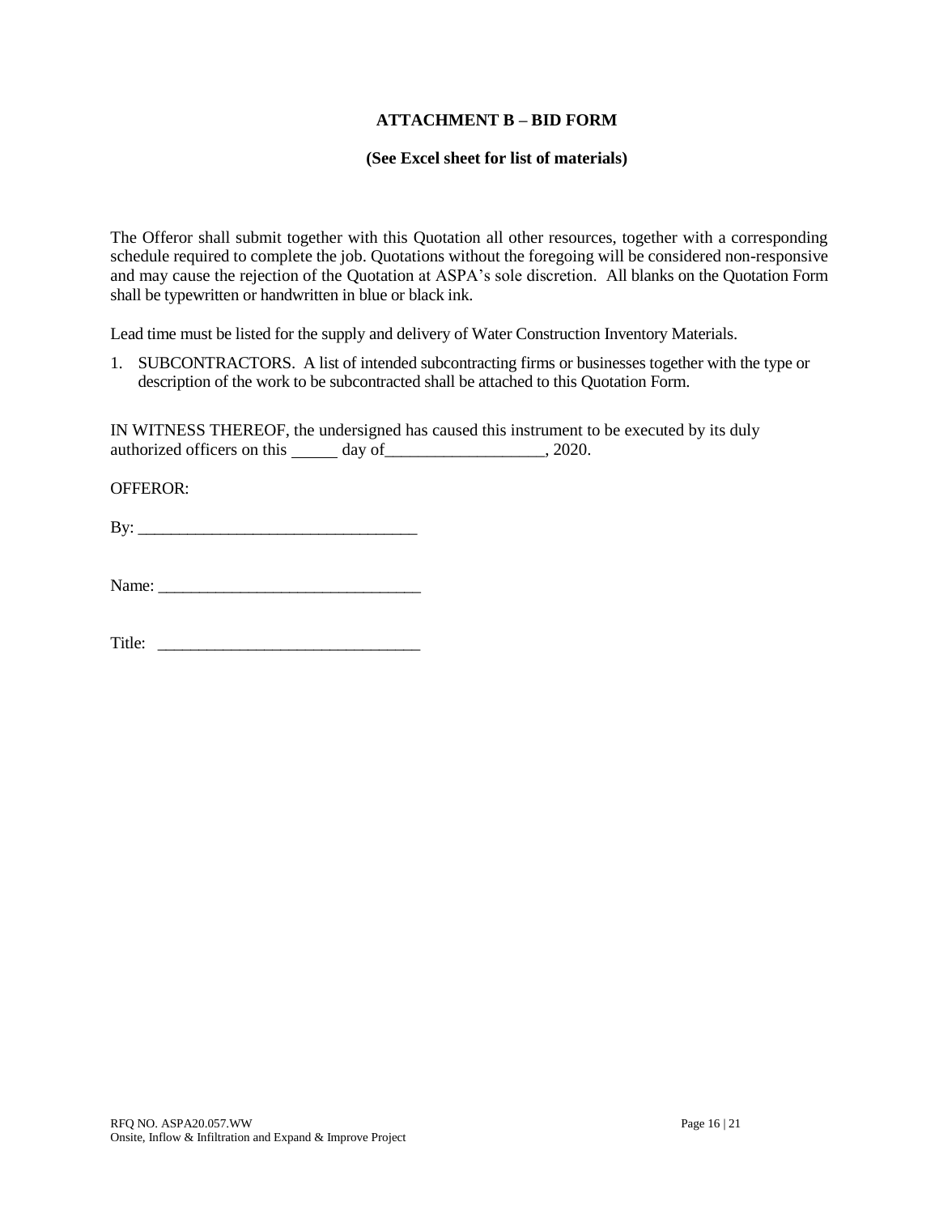## ATTACHMENT B – BID FORM

**(See Excel sheet for list of materials)**

The Offeror shall submit together with this Quotation all other resources, together with a corresponding schedule required to complete the job. Quotations without the foregoing will be considered non-responsive and may cause the rejection of the Quotation at ASPA's sole discretion. All blanks on the Quotation Form shall be typewritten or handwritten in blue or black ink.

Lead time must be listed for the supply and delivery of Water Construction Inventory Materials.

1. SUBCONTRACTORS. A list of intended subcontracting firms or businesses together with the type or description of the work to be subcontracted shall be attached to this Quotation Form.

IN WITNESS THEREOF, the undersigned has caused this instrument to be executed by its duly authorized officers on this _____ day of__________________, 2020.

OFFEROR:

By: ________________________________

Name: ______________________________

Title: ______________________________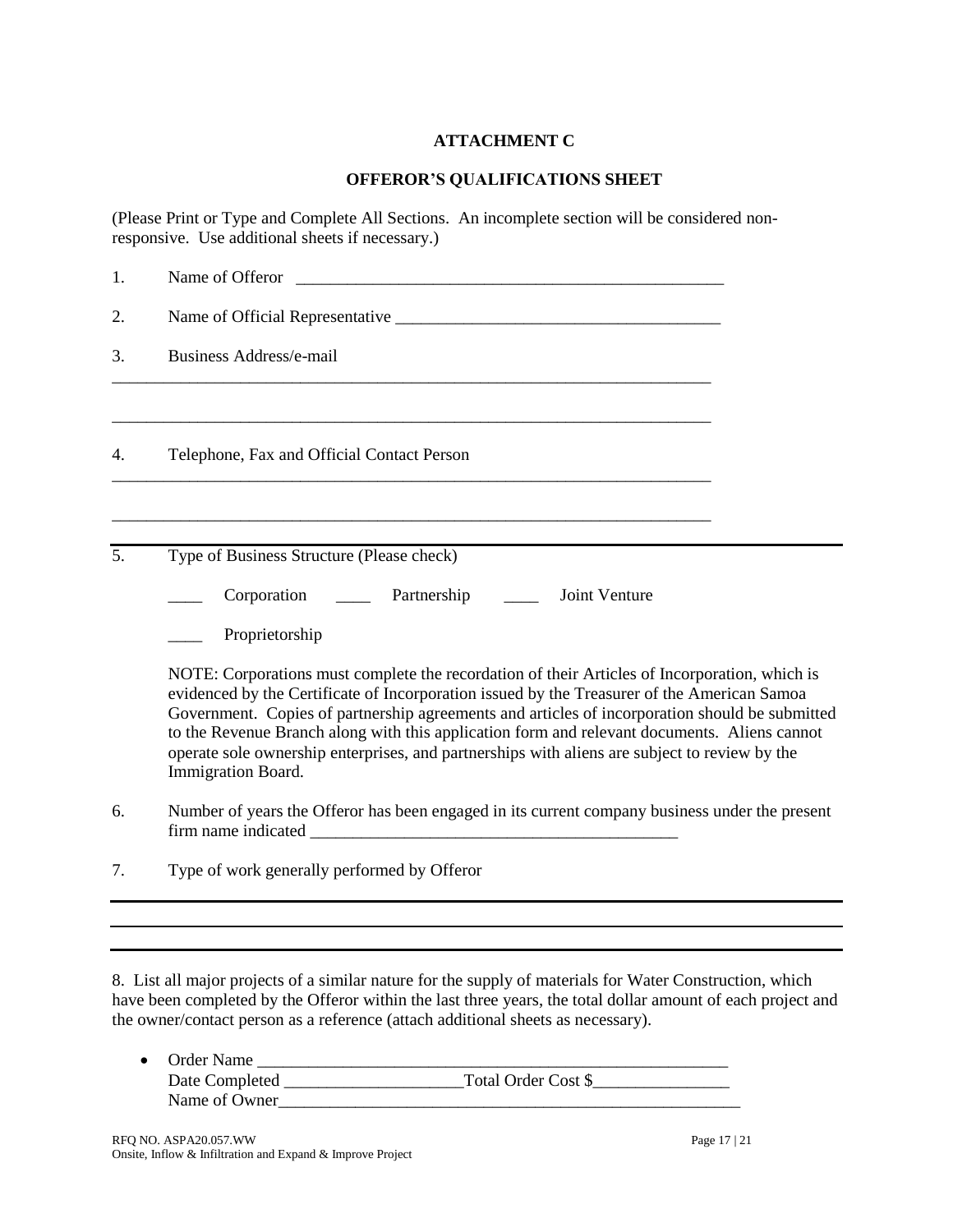**ATTACHMENT C**

**OFFEROR'S QUALIFICATIONS SHEET**

(Please Print or Type and Complete All Sections. An incomplete section will be considered non-responsive. Use additional sheets if necessary.)

1. Name of Offeror _____________________________________________________

2. Name of Official Representative ______________________________________

3. Business Address/e-mail

___________________________________________________________________________

___________________________________________________________________________

4. Telephone, Fax and Official Contact Person

___________________________________________________________________________

___________________________________________________________________________

5. Type of Business Structure (Please check)

   ____ Corporation ____ Partnership ____ Joint Venture

   ____ Proprietorship

   NOTE: Corporations must complete the recordation of their Articles of Incorporation, which is evidenced by the Certificate of Incorporation issued by the Treasurer of the American Samoa Government. Copies of partnership agreements and articles of incorporation should be submitted to the Revenue Branch along with this application form and relevant documents. Aliens cannot operate sole ownership enterprises, and partnerships with aliens are subject to review by the Immigration Board.

6. Number of years the Offeror has been engaged in its current company business under the present firm name indicated _____________________________________________

7. Type of work generally performed by Offeror

___________________________________________________________________________

___________________________________________________________________________

8. List all major projects of a similar nature for the supply of materials for Water Construction, which have been completed by the Offeror within the last three years, the total dollar amount of each project and the owner/contact person as a reference (attach additional sheets as necessary).

- Order Name ___________________________________________________________
  Date Completed _____________________Total Order Cost $________________
  Name of Owner__________________________________________________________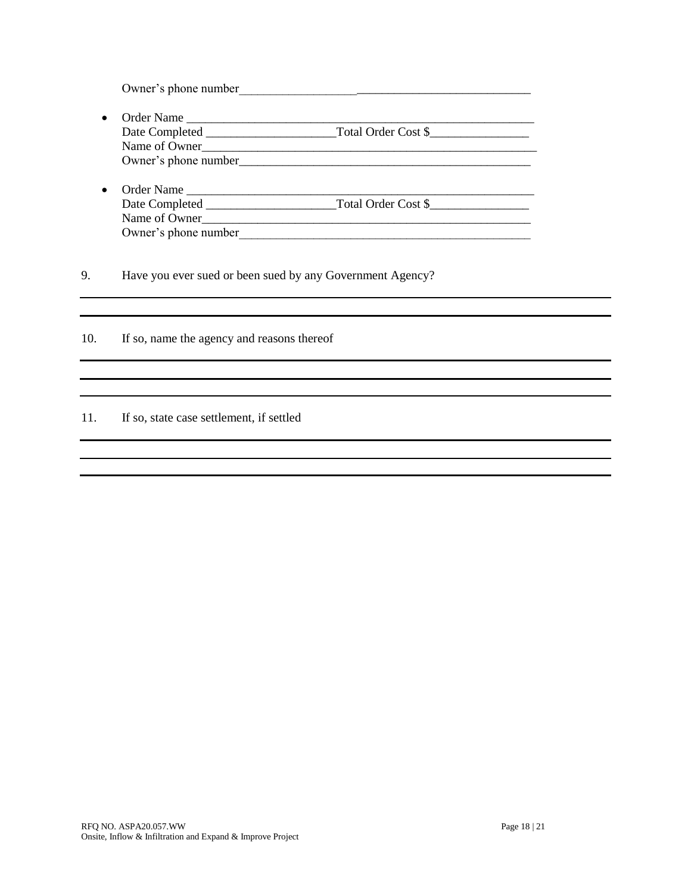Owner's phone number________________________________________________

- Order Name ________________________________________________________
  Date Completed ____________________Total Order Cost $_______________
  Name of Owner_____________________________________________________
  Owner's phone number________________________________________________

- Order Name ________________________________________________________
  Date Completed ____________________Total Order Cost $_______________
  Name of Owner_____________________________________________________
  Owner's phone number________________________________________________

9. Have you ever sued or been sued by any Government Agency?

_______________________________________________________________________________

_______________________________________________________________________________

10. If so, name the agency and reasons thereof

_______________________________________________________________________________

_______________________________________________________________________________

_______________________________________________________________________________

11. If so, state case settlement, if settled

_______________________________________________________________________________

_______________________________________________________________________________

_______________________________________________________________________________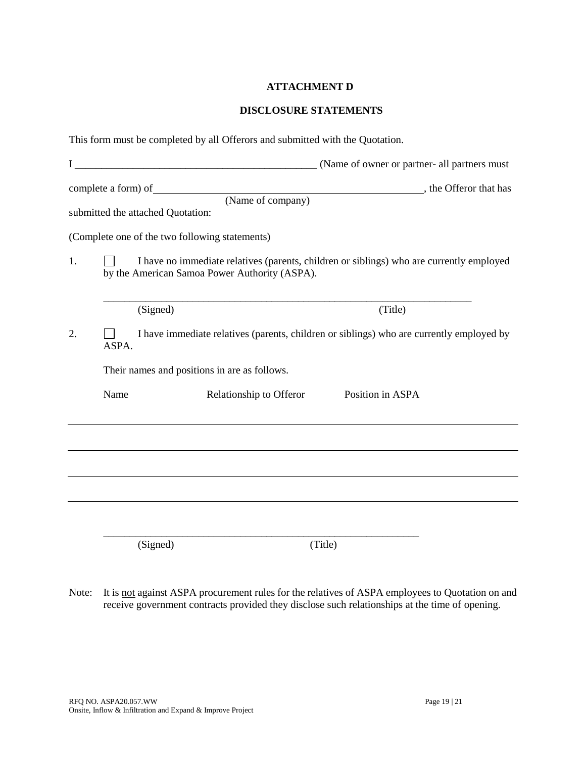# ATTACHMENT D

## DISCLOSURE STATEMENTS

This form must be completed by all Offerors and submitted with the Quotation.

I _______________________________________________ (Name of owner or partner- all partners must complete a form) of _______________________________________________, the Offeror that has
(Name of company)
submitted the attached Quotation:

(Complete one of the two following statements)

1. ☐ I have no immediate relatives (parents, children or siblings) who are currently employed by the American Samoa Power Authority (ASPA).

   _______________________________________________________________________
   (Signed) (Title)

2. ☐ I have immediate relatives (parents, children or siblings) who are currently employed by ASPA.

   Their names and positions in are as follows.

| Name | Relationship to Offeror | Position in ASPA |
|---|---|---|
| | | |
| | | |
| | | |
| | | |

   _______________________________________________________________
   (Signed) (Title)

Note: It is not against ASPA procurement rules for the relatives of ASPA employees to Quotation on and receive government contracts provided they disclose such relationships at the time of opening.

RFQ NO. ASPA20.057.WW
Onsite, Inflow & Infiltration and Expand & Improve Project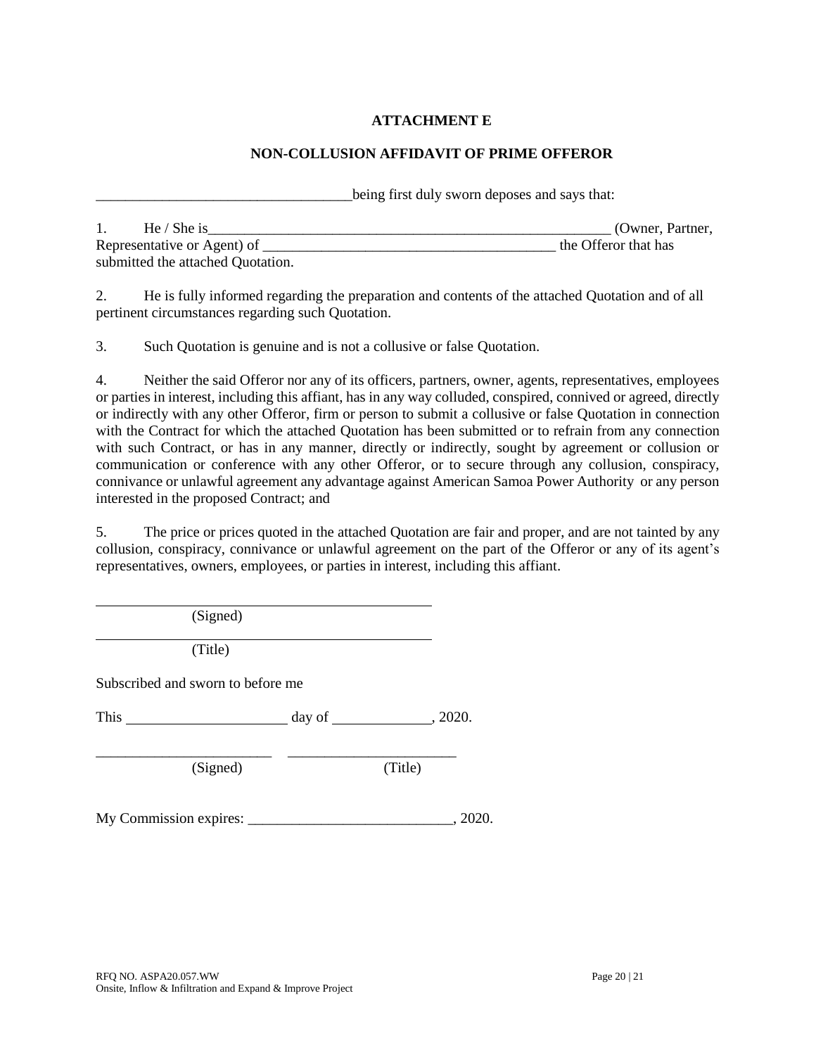## ATTACHMENT E

## NON-COLLUSION AFFIDAVIT OF PRIME OFFEROR

___________________________________being first duly sworn deposes and says that:

1. He / She is_______________________________________________________ (Owner, Partner, Representative or Agent) of _______________________________________ the Offeror that has submitted the attached Quotation.

2. He is fully informed regarding the preparation and contents of the attached Quotation and of all pertinent circumstances regarding such Quotation.

3. Such Quotation is genuine and is not a collusive or false Quotation.

4. Neither the said Offeror nor any of its officers, partners, owner, agents, representatives, employees or parties in interest, including this affiant, has in any way colluded, conspired, connived or agreed, directly or indirectly with any other Offeror, firm or person to submit a collusive or false Quotation in connection with the Contract for which the attached Quotation has been submitted or to refrain from any connection with such Contract, or has in any manner, directly or indirectly, sought by agreement or collusion or communication or conference with any other Offeror, or to secure through any collusion, conspiracy, connivance or unlawful agreement any advantage against American Samoa Power Authority or any person interested in the proposed Contract; and

5. The price or prices quoted in the attached Quotation are fair and proper, and are not tainted by any collusion, conspiracy, connivance or unlawful agreement on the part of the Offeror or any of its agent's representatives, owners, employees, or parties in interest, including this affiant.

_____________________________________________
(Signed)

_____________________________________________
(Title)

Subscribed and sworn to before me

This ______________________ day of _____________, 2020.

_______________________ _______________________
(Signed) (Title)

My Commission expires: ___________________________, 2020.

RFQ NO. ASPA20.057.WW
Onsite, Inflow & Infiltration and Expand & Improve Project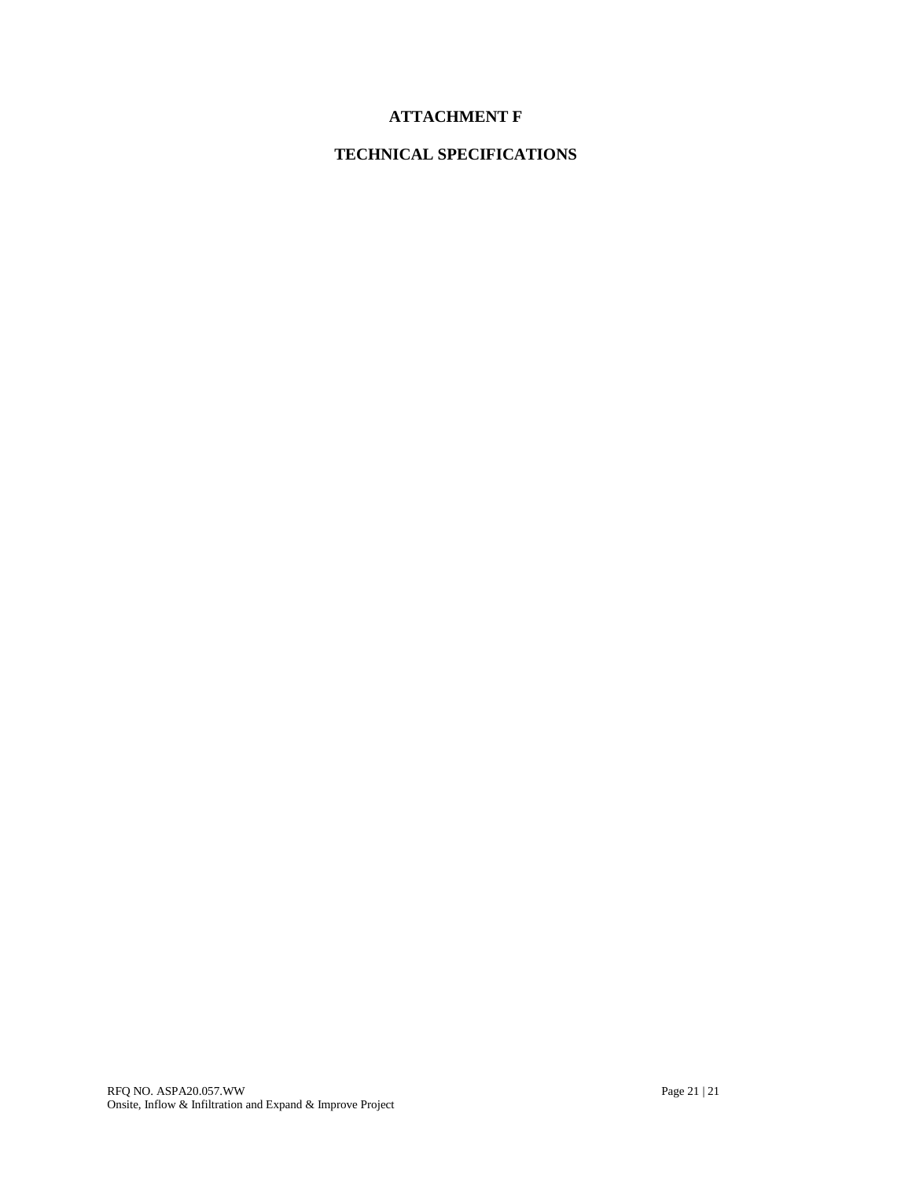# ATTACHMENT F

# TECHNICAL SPECIFICATIONS